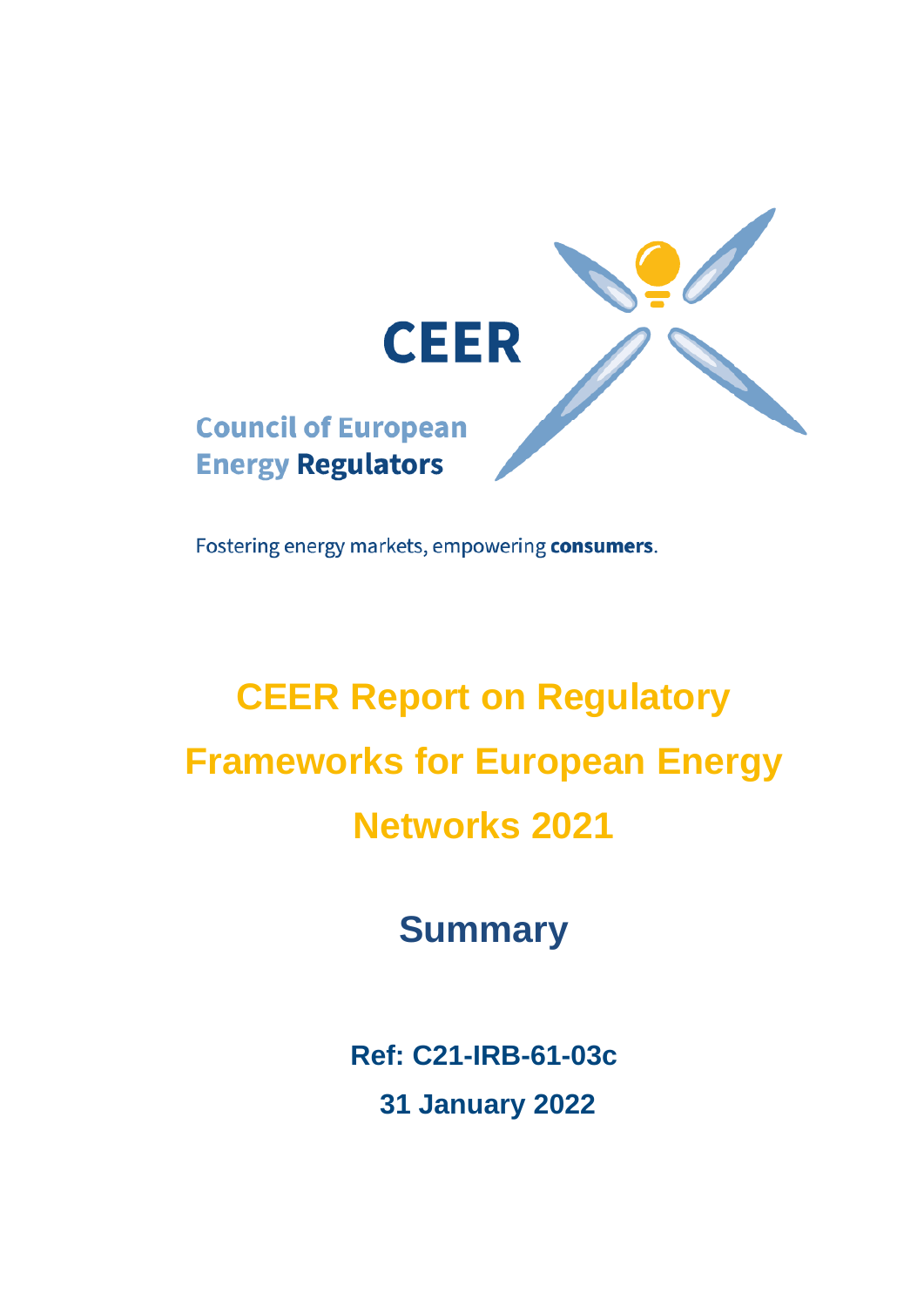CEER

Council of European Energy Regulators

Fostering energy markets, empowering **consumers**.

# CEER Report on Regulatory Frameworks for European Energy Networks 2021

## Summary

**Ref: C21-IRB-61-03c**

**31 January 2022**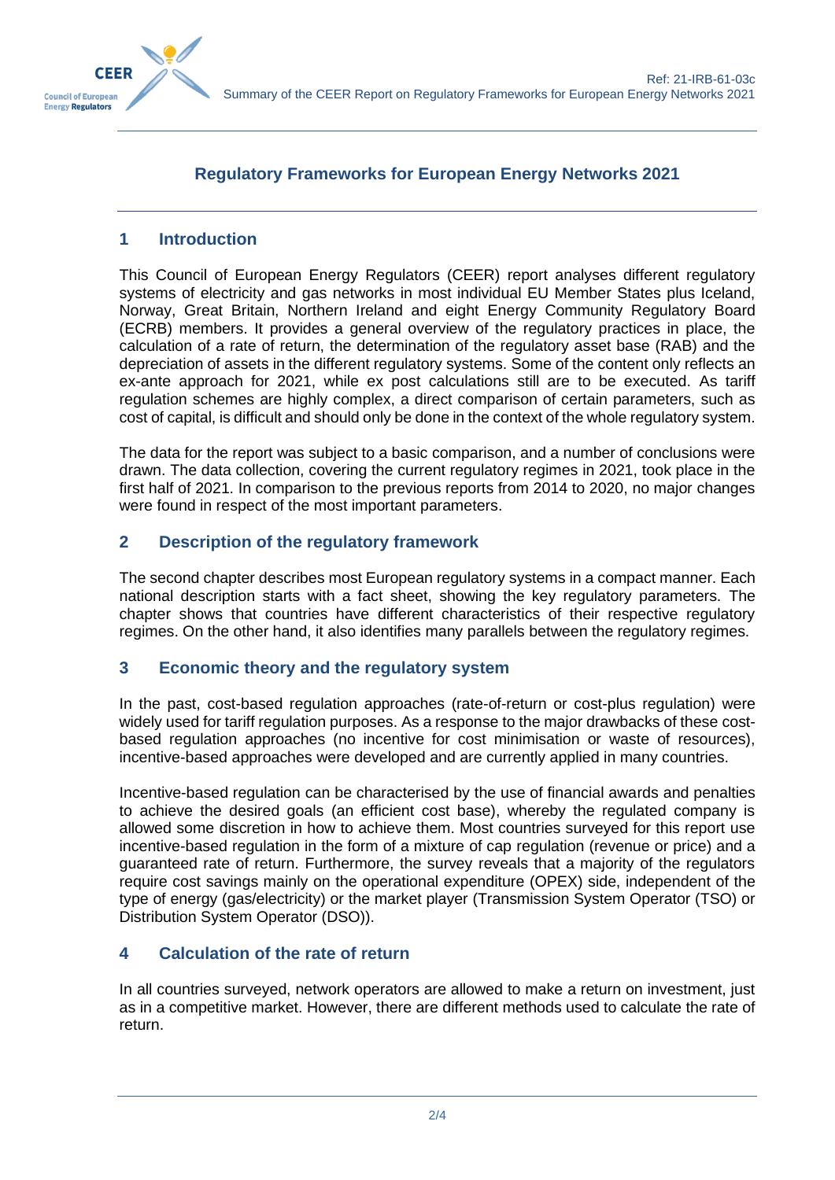## Regulatory Frameworks for European Energy Networks 2021

## 1 Introduction

This Council of European Energy Regulators (CEER) report analyses different regulatory systems of electricity and gas networks in most individual EU Member States plus Iceland, Norway, Great Britain, Northern Ireland and eight Energy Community Regulatory Board (ECRB) members. It provides a general overview of the regulatory practices in place, the calculation of a rate of return, the determination of the regulatory asset base (RAB) and the depreciation of assets in the different regulatory systems. Some of the content only reflects an ex-ante approach for 2021, while ex post calculations still are to be executed. As tariff regulation schemes are highly complex, a direct comparison of certain parameters, such as cost of capital, is difficult and should only be done in the context of the whole regulatory system.

The data for the report was subject to a basic comparison, and a number of conclusions were drawn. The data collection, covering the current regulatory regimes in 2021, took place in the first half of 2021. In comparison to the previous reports from 2014 to 2020, no major changes were found in respect of the most important parameters.

## 2 Description of the regulatory framework

The second chapter describes most European regulatory systems in a compact manner. Each national description starts with a fact sheet, showing the key regulatory parameters. The chapter shows that countries have different characteristics of their respective regulatory regimes. On the other hand, it also identifies many parallels between the regulatory regimes.

## 3 Economic theory and the regulatory system

In the past, cost-based regulation approaches (rate-of-return or cost-plus regulation) were widely used for tariff regulation purposes. As a response to the major drawbacks of these cost-based regulation approaches (no incentive for cost minimisation or waste of resources), incentive-based approaches were developed and are currently applied in many countries.

Incentive-based regulation can be characterised by the use of financial awards and penalties to achieve the desired goals (an efficient cost base), whereby the regulated company is allowed some discretion in how to achieve them. Most countries surveyed for this report use incentive-based regulation in the form of a mixture of cap regulation (revenue or price) and a guaranteed rate of return. Furthermore, the survey reveals that a majority of the regulators require cost savings mainly on the operational expenditure (OPEX) side, independent of the type of energy (gas/electricity) or the market player (Transmission System Operator (TSO) or Distribution System Operator (DSO)).

## 4 Calculation of the rate of return

In all countries surveyed, network operators are allowed to make a return on investment, just as in a competitive market. However, there are different methods used to calculate the rate of return.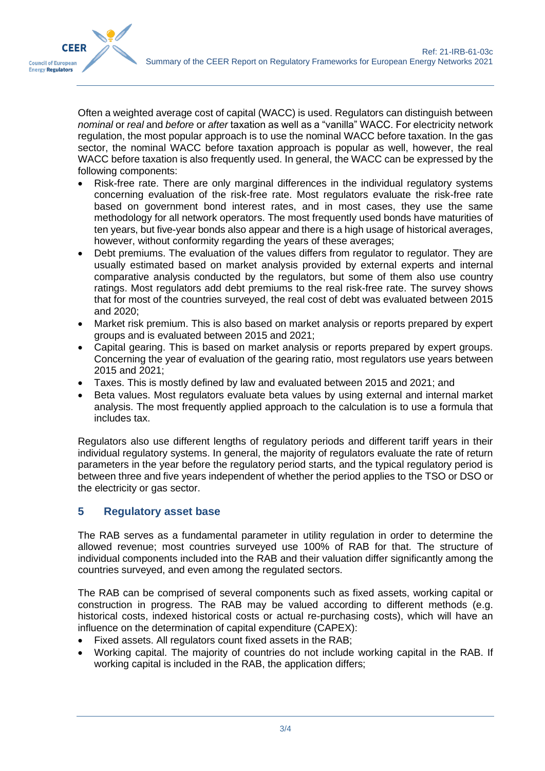Often a weighted average cost of capital (WACC) is used. Regulators can distinguish between *nominal* or *real* and *before* or *after* taxation as well as a “vanilla” WACC. For electricity network regulation, the most popular approach is to use the nominal WACC before taxation. In the gas sector, the nominal WACC before taxation approach is popular as well, however, the real WACC before taxation is also frequently used. In general, the WACC can be expressed by the following components:

- Risk-free rate. There are only marginal differences in the individual regulatory systems concerning evaluation of the risk-free rate. Most regulators evaluate the risk-free rate based on government bond interest rates, and in most cases, they use the same methodology for all network operators. The most frequently used bonds have maturities of ten years, but five-year bonds also appear and there is a high usage of historical averages, however, without conformity regarding the years of these averages;
- Debt premiums. The evaluation of the values differs from regulator to regulator. They are usually estimated based on market analysis provided by external experts and internal comparative analysis conducted by the regulators, but some of them also use country ratings. Most regulators add debt premiums to the real risk-free rate. The survey shows that for most of the countries surveyed, the real cost of debt was evaluated between 2015 and 2020;
- Market risk premium. This is also based on market analysis or reports prepared by expert groups and is evaluated between 2015 and 2021;
- Capital gearing. This is based on market analysis or reports prepared by expert groups. Concerning the year of evaluation of the gearing ratio, most regulators use years between 2015 and 2021;
- Taxes. This is mostly defined by law and evaluated between 2015 and 2021; and
- Beta values. Most regulators evaluate beta values by using external and internal market analysis. The most frequently applied approach to the calculation is to use a formula that includes tax.

Regulators also use different lengths of regulatory periods and different tariff years in their individual regulatory systems. In general, the majority of regulators evaluate the rate of return parameters in the year before the regulatory period starts, and the typical regulatory period is between three and five years independent of whether the period applies to the TSO or DSO or the electricity or gas sector.

## 5 Regulatory asset base

The RAB serves as a fundamental parameter in utility regulation in order to determine the allowed revenue; most countries surveyed use 100% of RAB for that. The structure of individual components included into the RAB and their valuation differ significantly among the countries surveyed, and even among the regulated sectors.

The RAB can be comprised of several components such as fixed assets, working capital or construction in progress. The RAB may be valued according to different methods (e.g. historical costs, indexed historical costs or actual re-purchasing costs), which will have an influence on the determination of capital expenditure (CAPEX):

- Fixed assets. All regulators count fixed assets in the RAB;
- Working capital. The majority of countries do not include working capital in the RAB. If working capital is included in the RAB, the application differs;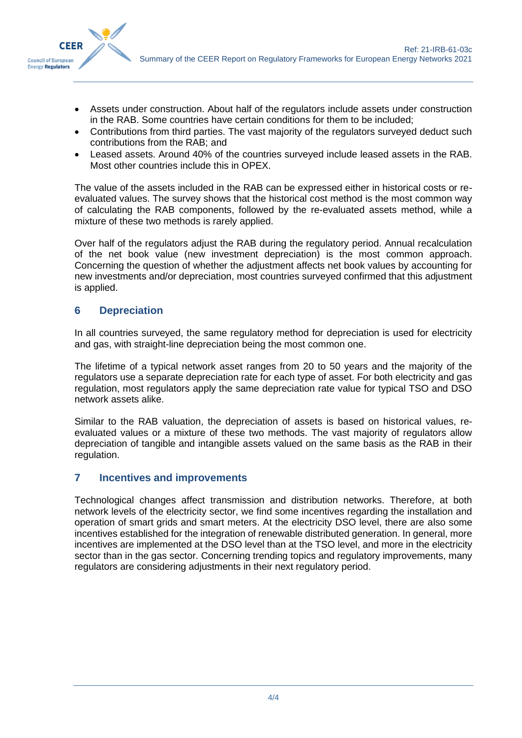- Assets under construction. About half of the regulators include assets under construction in the RAB. Some countries have certain conditions for them to be included;
- Contributions from third parties. The vast majority of the regulators surveyed deduct such contributions from the RAB; and
- Leased assets. Around 40% of the countries surveyed include leased assets in the RAB. Most other countries include this in OPEX.

The value of the assets included in the RAB can be expressed either in historical costs or re-evaluated values. The survey shows that the historical cost method is the most common way of calculating the RAB components, followed by the re-evaluated assets method, while a mixture of these two methods is rarely applied.

Over half of the regulators adjust the RAB during the regulatory period. Annual recalculation of the net book value (new investment depreciation) is the most common approach. Concerning the question of whether the adjustment affects net book values by accounting for new investments and/or depreciation, most countries surveyed confirmed that this adjustment is applied.

## 6 Depreciation

In all countries surveyed, the same regulatory method for depreciation is used for electricity and gas, with straight-line depreciation being the most common one.

The lifetime of a typical network asset ranges from 20 to 50 years and the majority of the regulators use a separate depreciation rate for each type of asset. For both electricity and gas regulation, most regulators apply the same depreciation rate value for typical TSO and DSO network assets alike.

Similar to the RAB valuation, the depreciation of assets is based on historical values, re-evaluated values or a mixture of these two methods. The vast majority of regulators allow depreciation of tangible and intangible assets valued on the same basis as the RAB in their regulation.

## 7 Incentives and improvements

Technological changes affect transmission and distribution networks. Therefore, at both network levels of the electricity sector, we find some incentives regarding the installation and operation of smart grids and smart meters. At the electricity DSO level, there are also some incentives established for the integration of renewable distributed generation. In general, more incentives are implemented at the DSO level than at the TSO level, and more in the electricity sector than in the gas sector. Concerning trending topics and regulatory improvements, many regulators are considering adjustments in their next regulatory period.